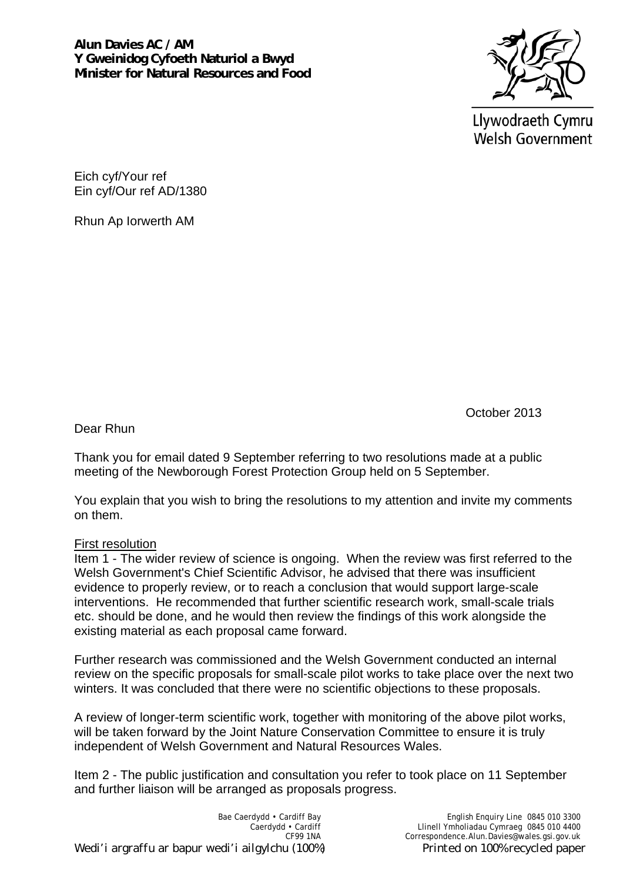**Alun Davies AC / AM**
**Y Gweinidog Cyfoeth Naturiol a Bwyd**
**Minister for Natural Resources and Food**

Llywodraeth Cymru
Welsh Government

Eich cyf/Your ref
Ein cyf/Our ref AD/1380

Rhun Ap Iorwerth AM

October 2013

Dear Rhun

Thank you for email dated 9 September referring to two resolutions made at a public meeting of the Newborough Forest Protection Group held on 5 September.

You explain that you wish to bring the resolutions to my attention and invite my comments on them.

First resolution

Item 1 - The wider review of science is ongoing. When the review was first referred to the Welsh Government's Chief Scientific Advisor, he advised that there was insufficient evidence to properly review, or to reach a conclusion that would support large-scale interventions. He recommended that further scientific research work, small-scale trials etc. should be done, and he would then review the findings of this work alongside the existing material as each proposal came forward.

Further research was commissioned and the Welsh Government conducted an internal review on the specific proposals for small-scale pilot works to take place over the next two winters. It was concluded that there were no scientific objections to these proposals.

A review of longer-term scientific work, together with monitoring of the above pilot works, will be taken forward by the Joint Nature Conservation Committee to ensure it is truly independent of Welsh Government and Natural Resources Wales.

Item 2 - The public justification and consultation you refer to took place on 11 September and further liaison will be arranged as proposals progress.

Bae Caerdydd • Cardiff Bay
Caerdydd • Cardiff
CF99 1NA

English Enquiry Line 0845 010 3300
Llinell Ymholiadau Cymraeg 0845 010 4400
Correspondence.Alun.Davies@wales.gsi.gov.uk

Wedi'i argraffu ar bapur wedi'i ailgylchu (100%) Printed on 100% recycled paper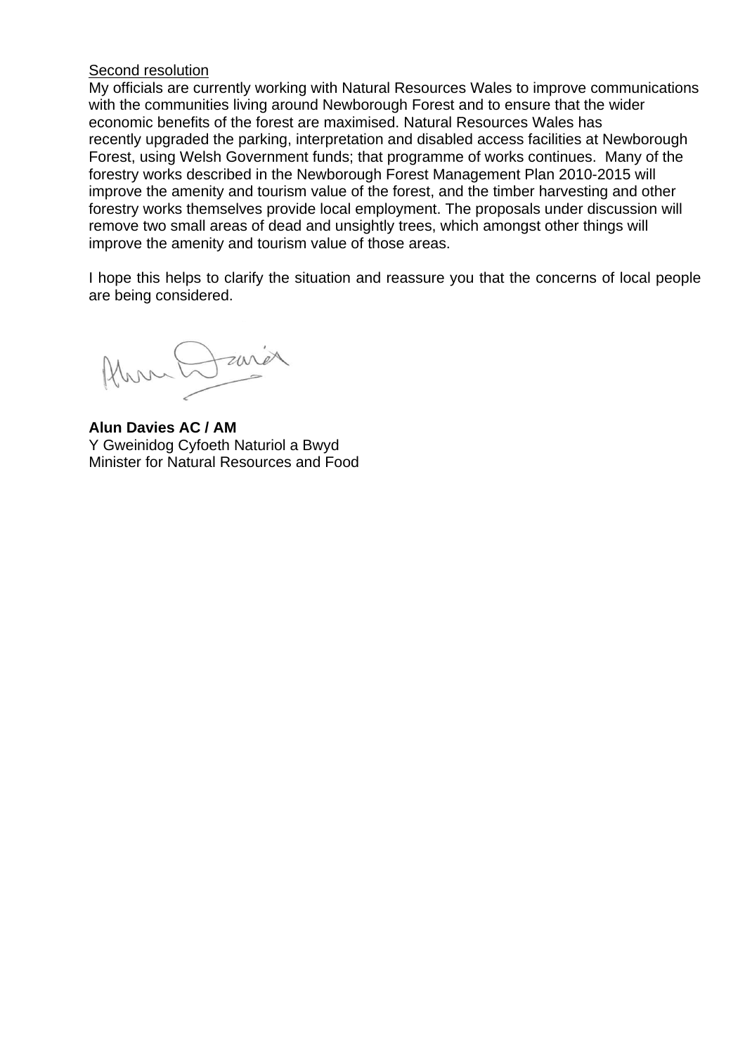<u>Second resolution</u>

My officials are currently working with Natural Resources Wales to improve communications with the communities living around Newborough Forest and to ensure that the wider economic benefits of the forest are maximised. Natural Resources Wales has recently upgraded the parking, interpretation and disabled access facilities at Newborough Forest, using Welsh Government funds; that programme of works continues. Many of the forestry works described in the Newborough Forest Management Plan 2010-2015 will improve the amenity and tourism value of the forest, and the timber harvesting and other forestry works themselves provide local employment. The proposals under discussion will remove two small areas of dead and unsightly trees, which amongst other things will improve the amenity and tourism value of those areas.

I hope this helps to clarify the situation and reassure you that the concerns of local people are being considered.

**Alun Davies AC / AM**
Y Gweinidog Cyfoeth Naturiol a Bwyd
Minister for Natural Resources and Food